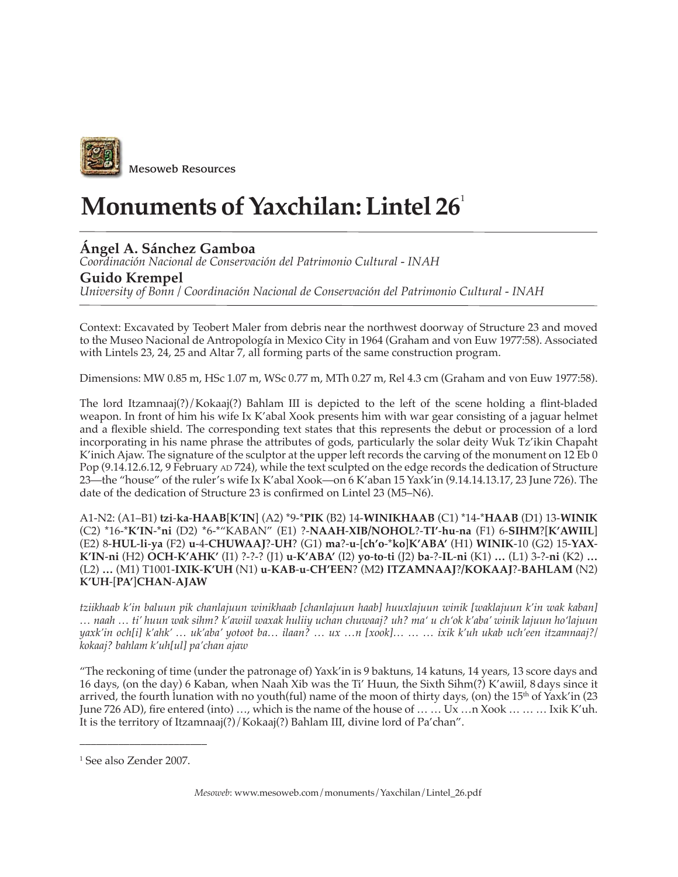Mesoweb Resources

# Monuments of Yaxchilan: Lintel 26[1]

**Ángel A. Sánchez Gamboa**
*Coordinación Nacional de Conservación del Patrimonio Cultural - INAH*

**Guido Krempel**
*University of Bonn / Coordinación Nacional de Conservación del Patrimonio Cultural - INAH*

Context: Excavated by Teobert Maler from debris near the northwest doorway of Structure 23 and moved to the Museo Nacional de Antropología in Mexico City in 1964 (Graham and von Euw 1977:58). Associated with Lintels 23, 24, 25 and Altar 7, all forming parts of the same construction program.

Dimensions: MW 0.85 m, HSc 1.07 m, WSc 0.77 m, MTh 0.27 m, Rel 4.3 cm (Graham and von Euw 1977:58).

The lord Itzamnaaj(?)/Kokaaj(?) Bahlam III is depicted to the left of the scene holding a flint-bladed weapon. In front of him his wife Ix K'abal Xook presents him with war gear consisting of a jaguar helmet and a flexible shield. The corresponding text states that this represents the debut or procession of a lord incorporating in his name phrase the attributes of gods, particularly the solar deity Wuk Tz'ikin Chapaht K'inich Ajaw. The signature of the sculptor at the upper left records the carving of the monument on 12 Eb 0 Pop (9.14.12.6.12, 9 February AD 724), while the text sculpted on the edge records the dedication of Structure 23—the "house" of the ruler's wife Ix K'abal Xook—on 6 K'aban 15 Yaxk'in (9.14.14.13.17, 23 June 726). The date of the dedication of Structure 23 is confirmed on Lintel 23 (M5–N6).

A1-N2: (A1–B1) **tzi-ka-HAAB[K'IN]** (A2) \*9-\***PIK** (B2) 14-**WINIKHAAB** (C1) \*14-\***HAAB** (D1) 13-**WINIK** (C2) \*16-\***K'IN**-\***ni** (D2) \*6-\*"KABAN" (E1) ?-**NAAH-XIB/NOHOL**?-**TI'-hu-na** (F1) 6-**SIHM**?**[K'AWIIL]** (E2) 8-**HUL-li-ya** (F2) **u**-4-**CHUWAAJ**?-**UH**? (G1) **ma**?-**u**-**[ch'o**-\***ko]K'ABA'** (H1) **WINIK**-10 (G2) 15-**YAX-K'IN-ni** (H2) **OCH-K'AHK'** (I1) ?-?-? (J1) **u-K'ABA'** (I2) **yo-to-ti** (J2) **ba**-?-**IL-ni** (K1) **…** (L1) 3-?-**ni** (K2) **…** (L2) **…** (M1) T1001-**IXIK-K'UH** (N1) **u-KAB-u-CH'EEN**? (M2**) ITZAMNAAJ**?**/KOKAAJ**?-**BAHLAM** (N2) **K'UH-[PA']CHAN-AJAW**

*tziikhaab k'in baluun pik chanlajuun winikhaab [chanlajuun haab] huuxlajuun winik [waklajuun k'in wak kaban] … naah … ti' huun wak sihm? k'awiil waxak huliiy uchan chuwaaj? uh? ma' u ch'ok k'aba' winik lajuun ho'lajuun yaxk'in och[i] k'ahk' … uk'aba' yotoot ba… ilaan? … ux …n [xook]… … … ixik k'uh ukab uch'een itzamnaaj?/ kokaaj? bahlam k'uh[ul] pa'chan ajaw*

"The reckoning of time (under the patronage of) Yaxk'in is 9 baktuns, 14 katuns, 14 years, 13 score days and 16 days, (on the day) 6 Kaban, when Naah Xib was the Ti' Huun, the Sixth Sihm(?) K'awiil, 8 days since it arrived, the fourth lunation with no youth(ful) name of the moon of thirty days, (on) the 15th of Yaxk'in (23 June 726 AD), fire entered (into) …, which is the name of the house of … … Ux …n Xook … … … Ixik K'uh. It is the territory of Itzamnaaj(?)/Kokaaj(?) Bahlam III, divine lord of Pa'chan".

---

[1] See also Zender 2007.

*Mesoweb*: www.mesoweb.com/monuments/Yaxchilan/Lintel_26.pdf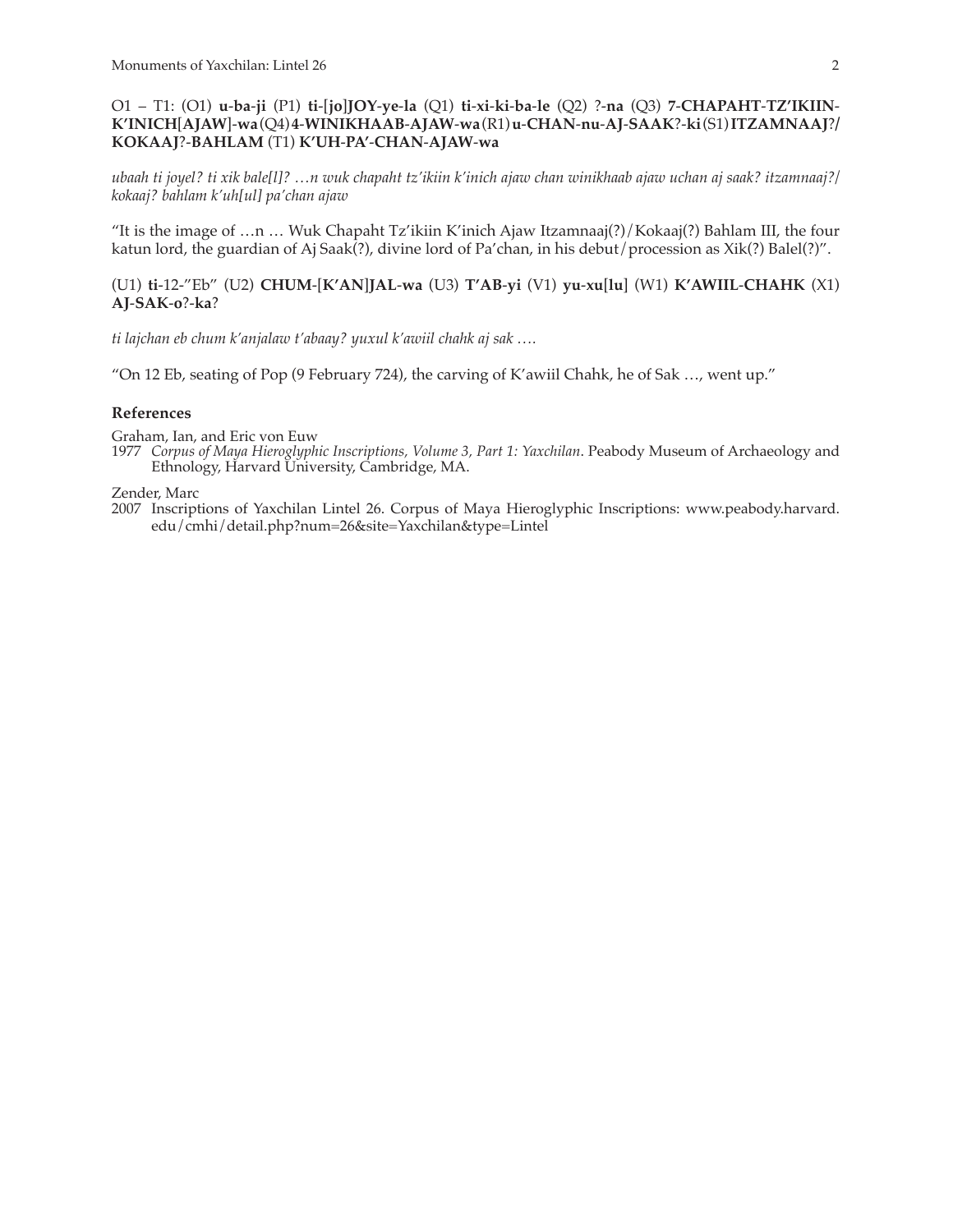O1 – T1: (O1) **u-ba-ji** (P1) **ti-[jo]JOY-ye-la** (Q1) **ti-xi-ki-ba-le** (Q2) ?-**na** (Q3) **7-CHAPAHT-TZ'IKIIN-K'INICH[AJAW]-wa** (Q4) **4-WINIKHAAB-AJAW-wa** (R1) **u-CHAN-nu-AJ-SAAK**?-**ki** (S1) **ITZAMNAAJ**?/**KOKAAJ**?-**BAHLAM** (T1) **K'UH-PA'-CHAN-AJAW-wa**

*ubaah ti joyel? ti xik bale[l]? …n wuk chapaht tz'ikiin k'inich ajaw chan winikhaab ajaw uchan aj saak? itzamnaaj?/kokaaj? bahlam k'uh[ul] pa'chan ajaw*

"It is the image of …n … Wuk Chapaht Tz'ikiin K'inich Ajaw Itzamnaaj(?)/Kokaaj(?) Bahlam III, the four katun lord, the guardian of Aj Saak(?), divine lord of Pa'chan, in his debut/procession as Xik(?) Balel(?)".

(U1) **ti**-12-"Eb" (U2) **CHUM-[K'AN]JAL-wa** (U3) **T'AB-yi** (V1) **yu-xu[lu]** (W1) **K'AWIIL-CHAHK** (X1) **AJ-SAK-o**?-**ka**?

*ti lajchan eb chum k'anjalaw t'abaay? yuxul k'awiil chahk aj sak ….*

"On 12 Eb, seating of Pop (9 February 724), the carving of K'awiil Chahk, he of Sak …, went up."

### References

Graham, Ian, and Eric von Euw
1977 *Corpus of Maya Hieroglyphic Inscriptions, Volume 3, Part 1: Yaxchilan*. Peabody Museum of Archaeology and Ethnology, Harvard University, Cambridge, MA.

Zender, Marc
2007 Inscriptions of Yaxchilan Lintel 26. Corpus of Maya Hieroglyphic Inscriptions: www.peabody.harvard.edu/cmhi/detail.php?num=26&site=Yaxchilan&type=Lintel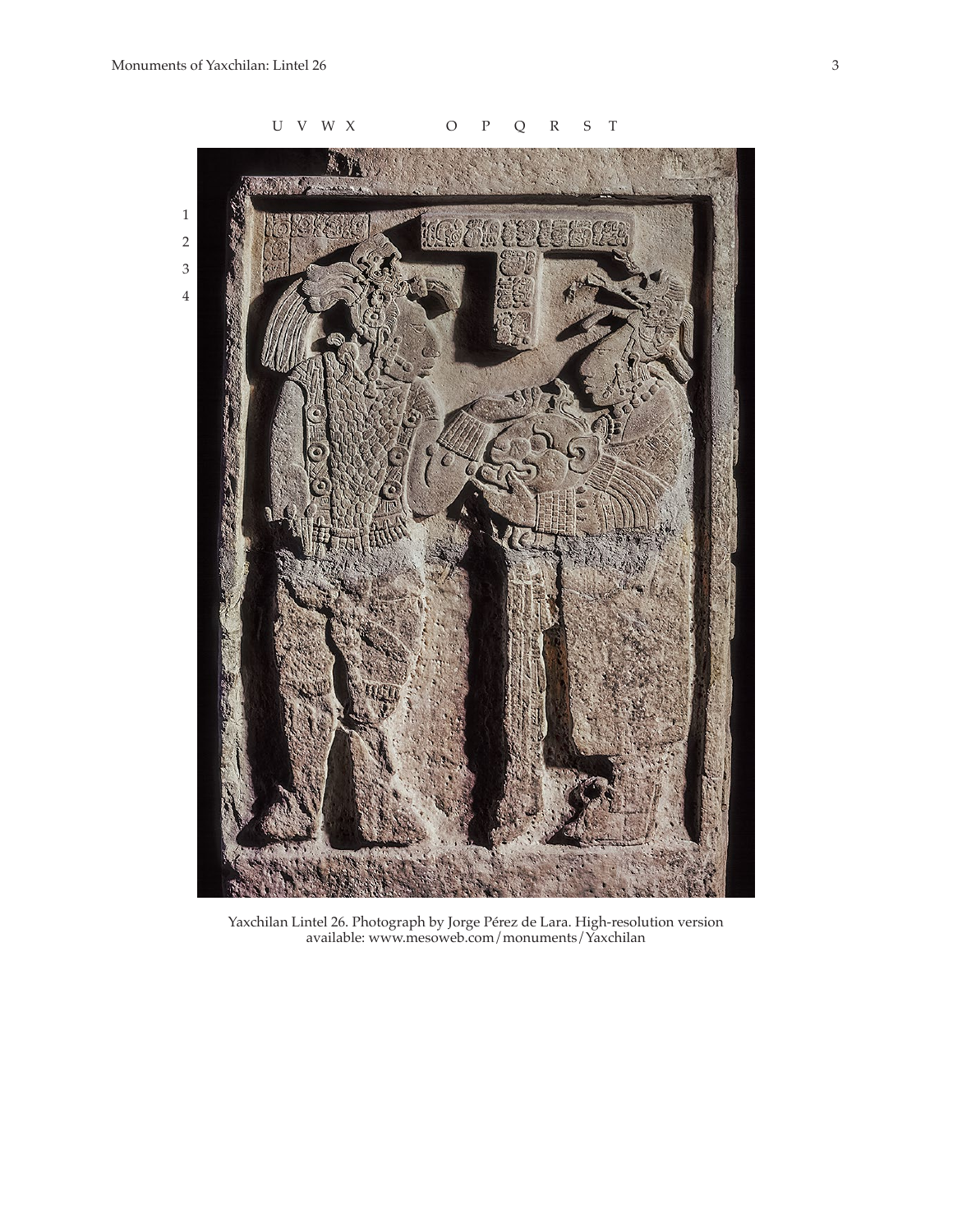U V W X O P Q R S T

1

2

3

4

Yaxchilan Lintel 26. Photograph by Jorge Pérez de Lara. High-resolution version available: www.mesoweb.com/monuments/Yaxchilan